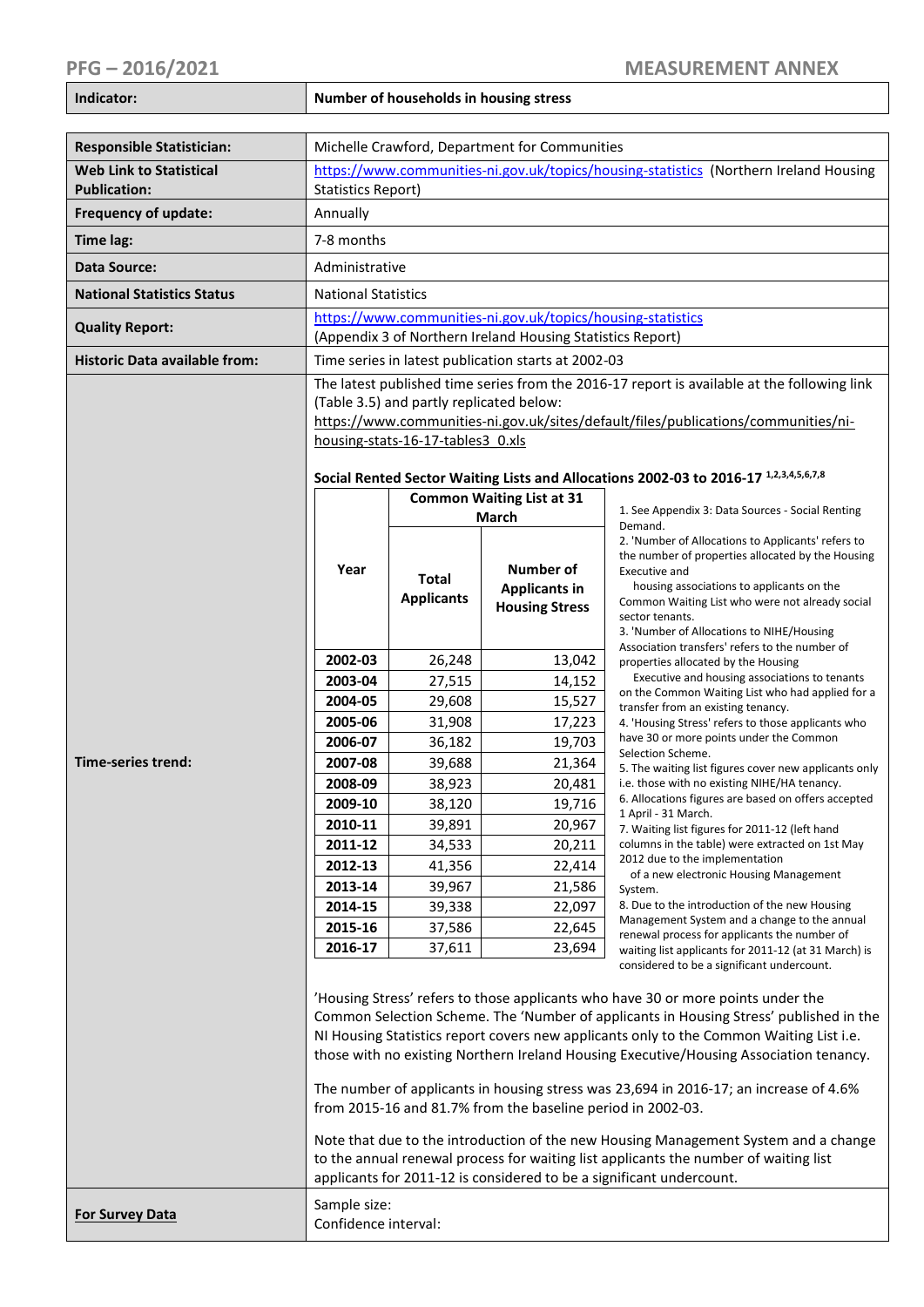**PFG – 2016/2021** **MEASUREMENT ANNEX**

| Indicator: | Number of households in housing stress |
|---|---|

| | |
|---|---|
| **Responsible Statistician:** | Michelle Crawford, Department for Communities |
| **Web Link to Statistical Publication:** | https://www.communities-ni.gov.uk/topics/housing-statistics (Northern Ireland Housing Statistics Report) |
| **Frequency of update:** | Annually |
| **Time lag:** | 7-8 months |
| **Data Source:** | Administrative |
| **National Statistics Status** | National Statistics |
| **Quality Report:** | https://www.communities-ni.gov.uk/topics/housing-statistics (Appendix 3 of Northern Ireland Housing Statistics Report) |
| **Historic Data available from:** | Time series in latest publication starts at 2002-03 |

**Time-series trend:**

The latest published time series from the 2016-17 report is available at the following link (Table 3.5) and partly replicated below:
https://www.communities-ni.gov.uk/sites/default/files/publications/communities/ni-housing-stats-16-17-tables3_0.xls

**Social Rented Sector Waiting Lists and Allocations 2002-03 to 2016-17 [1,2,3,4,5,6,7,8]**

| Year | Common Waiting List at 31 March | |
|---|---|---|
| | **Total Applicants** | **Number of Applicants in Housing Stress** |
| **2002-03** | 26,248 | 13,042 |
| **2003-04** | 27,515 | 14,152 |
| **2004-05** | 29,608 | 15,527 |
| **2005-06** | 31,908 | 17,223 |
| **2006-07** | 36,182 | 19,703 |
| **2007-08** | 39,688 | 21,364 |
| **2008-09** | 38,923 | 20,481 |
| **2009-10** | 38,120 | 19,716 |
| **2010-11** | 39,891 | 20,967 |
| **2011-12** | 34,533 | 20,211 |
| **2012-13** | 41,356 | 22,414 |
| **2013-14** | 39,967 | 21,586 |
| **2014-15** | 39,338 | 22,097 |
| **2015-16** | 37,586 | 22,645 |
| **2016-17** | 37,611 | 23,694 |

1. See Appendix 3: Data Sources - Social Renting Demand.
2. 'Number of Allocations to Applicants' refers to the number of properties allocated by the Housing Executive and housing associations to applicants on the Common Waiting List who were not already social sector tenants.
3. 'Number of Allocations to NIHE/Housing Association transfers' refers to the number of properties allocated by the Housing Executive and housing associations to tenants on the Common Waiting List who had applied for a transfer from an existing tenancy.
4. 'Housing Stress' refers to those applicants who have 30 or more points under the Common Selection Scheme.
5. The waiting list figures cover new applicants only i.e. those with no existing NIHE/HA tenancy.
6. Allocations figures are based on offers accepted 1 April - 31 March.
7. Waiting list figures for 2011-12 (left hand columns in the table) were extracted on 1st May 2012 due to the implementation of a new electronic Housing Management System.
8. Due to the introduction of the new Housing Management System and a change to the annual renewal process for applicants the number of waiting list applicants for 2011-12 (at 31 March) is considered to be a significant undercount.

'Housing Stress' refers to those applicants who have 30 or more points under the Common Selection Scheme. The 'Number of applicants in Housing Stress' published in the NI Housing Statistics report covers new applicants only to the Common Waiting List i.e. those with no existing Northern Ireland Housing Executive/Housing Association tenancy.

The number of applicants in housing stress was 23,694 in 2016-17; an increase of 4.6% from 2015-16 and 81.7% from the baseline period in 2002-03.

Note that due to the introduction of the new Housing Management System and a change to the annual renewal process for waiting list applicants the number of waiting list applicants for 2011-12 is considered to be a significant undercount.

| | |
|---|---|
| **For Survey Data** | Sample size:<br>Confidence interval: |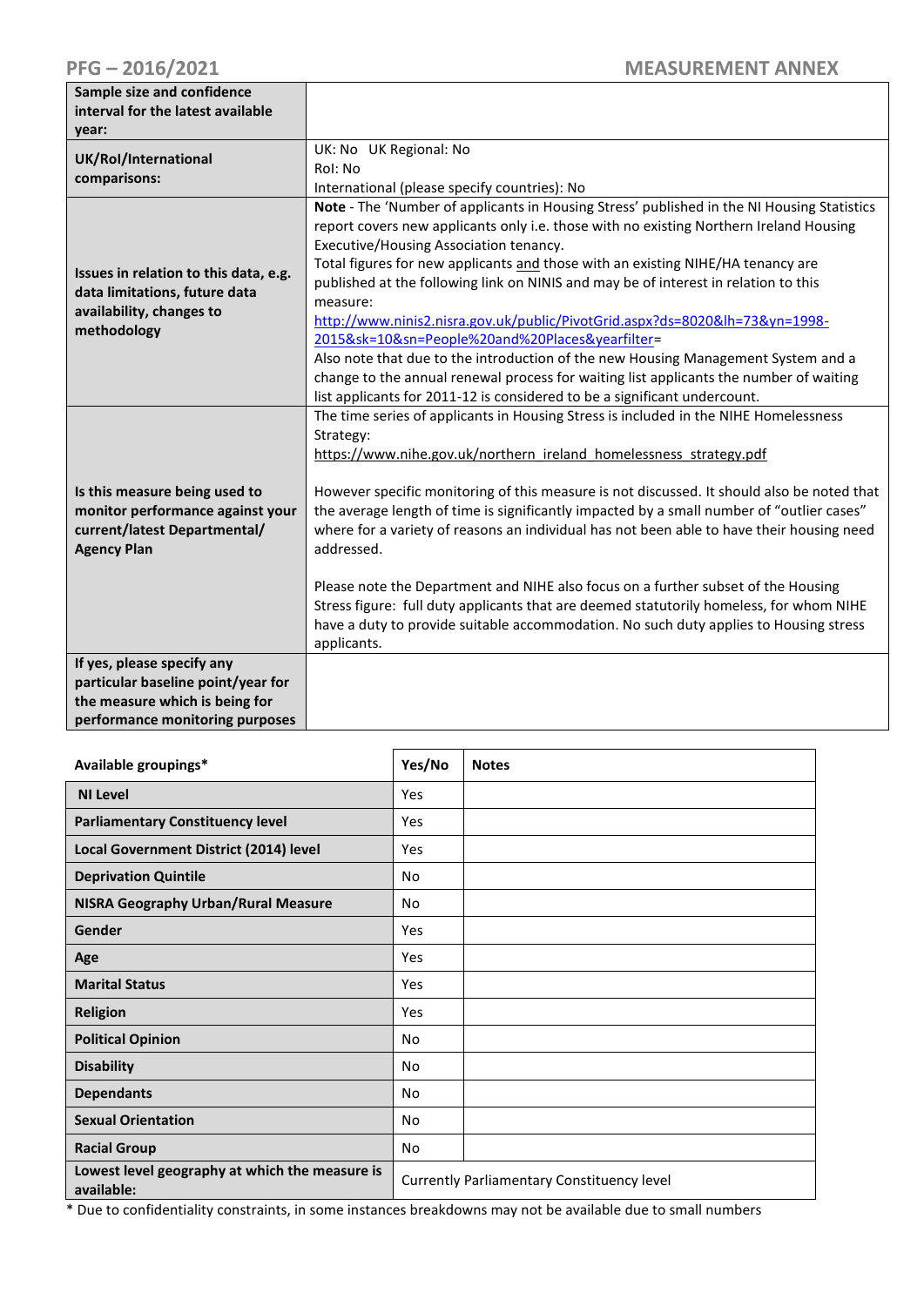| | |
|---|---|
| **Sample size and confidence interval for the latest available year:** | |
| **UK/RoI/International comparisons:** | UK: No UK Regional: No<br>RoI: No<br>International (please specify countries): No |
| **Issues in relation to this data, e.g. data limitations, future data availability, changes to methodology** | **Note** - The 'Number of applicants in Housing Stress' published in the NI Housing Statistics report covers new applicants only i.e. those with no existing Northern Ireland Housing Executive/Housing Association tenancy.<br>Total figures for new applicants and those with an existing NIHE/HA tenancy are published at the following link on NINIS and may be of interest in relation to this measure:<br>http://www.ninis2.nisra.gov.uk/public/PivotGrid.aspx?ds=8020&lh=73&yn=1998-2015&sk=10&sn=People%20and%20Places&yearfilter=<br>Also note that due to the introduction of the new Housing Management System and a change to the annual renewal process for waiting list applicants the number of waiting list applicants for 2011-12 is considered to be a significant undercount. |
| **Is this measure being used to monitor performance against your current/latest Departmental/ Agency Plan** | The time series of applicants in Housing Stress is included in the NIHE Homelessness Strategy:<br>https://www.nihe.gov.uk/northern_ireland_homelessness_strategy.pdf<br><br>However specific monitoring of this measure is not discussed. It should also be noted that the average length of time is significantly impacted by a small number of "outlier cases" where for a variety of reasons an individual has not been able to have their housing need addressed.<br><br>Please note the Department and NIHE also focus on a further subset of the Housing Stress figure: full duty applicants that are deemed statutorily homeless, for whom NIHE have a duty to provide suitable accommodation. No such duty applies to Housing stress applicants. |
| **If yes, please specify any particular baseline point/year for the measure which is being for performance monitoring purposes** | |

| Available groupings* | Yes/No | Notes |
|---|---|---|
| **NI Level** | Yes | |
| **Parliamentary Constituency level** | Yes | |
| **Local Government District (2014) level** | Yes | |
| **Deprivation Quintile** | No | |
| **NISRA Geography Urban/Rural Measure** | No | |
| **Gender** | Yes | |
| **Age** | Yes | |
| **Marital Status** | Yes | |
| **Religion** | Yes | |
| **Political Opinion** | No | |
| **Disability** | No | |
| **Dependants** | No | |
| **Sexual Orientation** | No | |
| **Racial Group** | No | |
| **Lowest level geography at which the measure is available:** | Currently Parliamentary Constituency level | |

* Due to confidentiality constraints, in some instances breakdowns may not be available due to small numbers